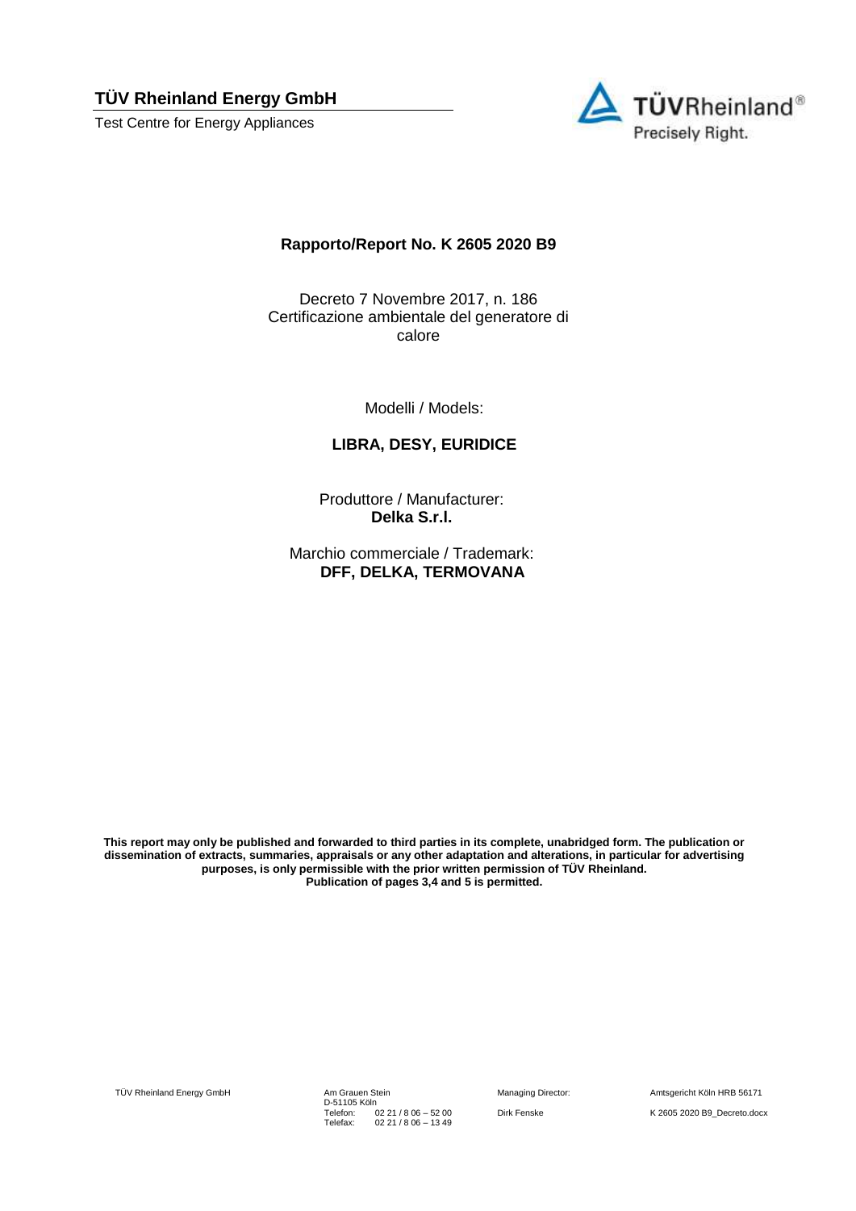**TÜV Rheinland Energy GmbH**

Test Centre for Energy Appliances

## Rapporto/Report No. K 2605 2020 B9

Decreto 7 Novembre 2017, n. 186
Certificazione ambientale del generatore di calore

Modelli / Models:

**LIBRA, DESY, EURIDICE**

Produttore / Manufacturer:
**Delka S.r.l.**

Marchio commerciale / Trademark:
**DFF, DELKA, TERMOVANA**

**This report may only be published and forwarded to third parties in its complete, unabridged form. The publication or dissemination of extracts, summaries, appraisals or any other adaptation and alterations, in particular for advertising purposes, is only permissible with the prior written permission of TÜV Rheinland.**
**Publication of pages 3,4 and 5 is permitted.**

TÜV Rheinland Energy GmbH

Am Grauen Stein
D-51105 Köln
Telefon: 02 21 / 8 06 – 52 00
Telefax: 02 21 / 8 06 – 13 49

Managing Director:
Dirk Fenske

Amtsgericht Köln HRB 56171
K 2605 2020 B9_Decreto.docx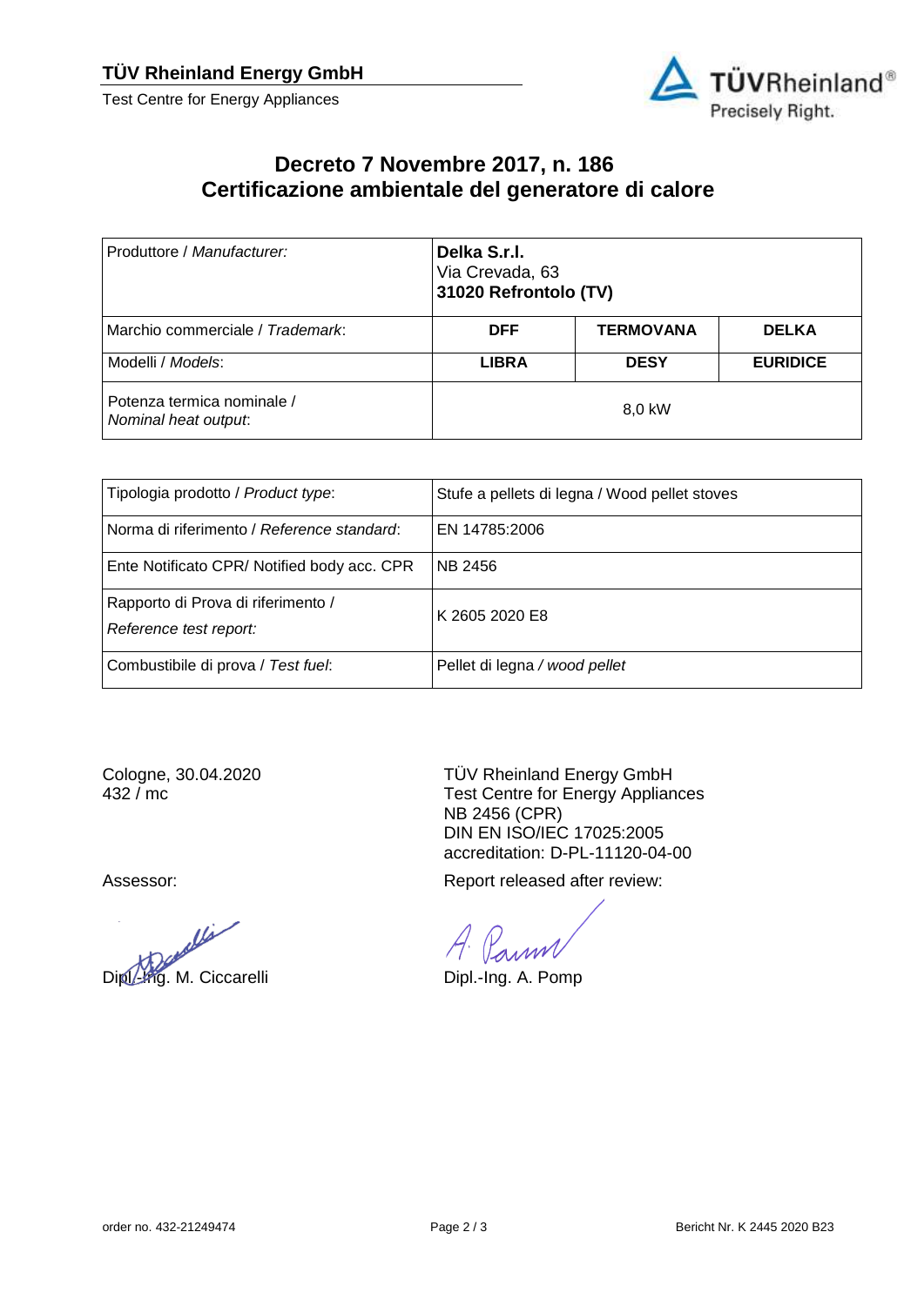# Decreto 7 Novembre 2017, n. 186
# Certificazione ambientale del generatore di calore

| Produttore / *Manufacturer:* | **Delka S.r.l.**<br>Via Crevada, 63<br>**31020 Refrontolo (TV)** | | |
|---|---|---|---|
| Marchio commerciale / *Trademark*: | **DFF** | **TERMOVANA** | **DELKA** |
| Modelli / *Models*: | **LIBRA** | **DESY** | **EURIDICE** |
| Potenza termica nominale / *Nominal heat output*: | 8,0 kW | | |

| Tipologia prodotto / *Product type*: | Stufe a pellets di legna / Wood pellet stoves |
|---|---|
| Norma di riferimento / *Reference standard*: | EN 14785:2006 |
| Ente Notificato CPR/ Notified body acc. CPR | NB 2456 |
| Rapporto di Prova di riferimento / *Reference test report:* | K 2605 2020 E8 |
| Combustibile di prova / *Test fuel*: | Pellet di legna / *wood pellet* |

Cologne, 30.04.2020
432 / mc

TÜV Rheinland Energy GmbH
Test Centre for Energy Appliances
NB 2456 (CPR)
DIN EN ISO/IEC 17025:2005
accreditation: D-PL-11120-04-00

Assessor:

Dipl.-Ing. M. Ciccarelli

Report released after review:

Dipl.-Ing. A. Pomp

order no. 432-21249474

Bericht Nr. K 2445 2020 B23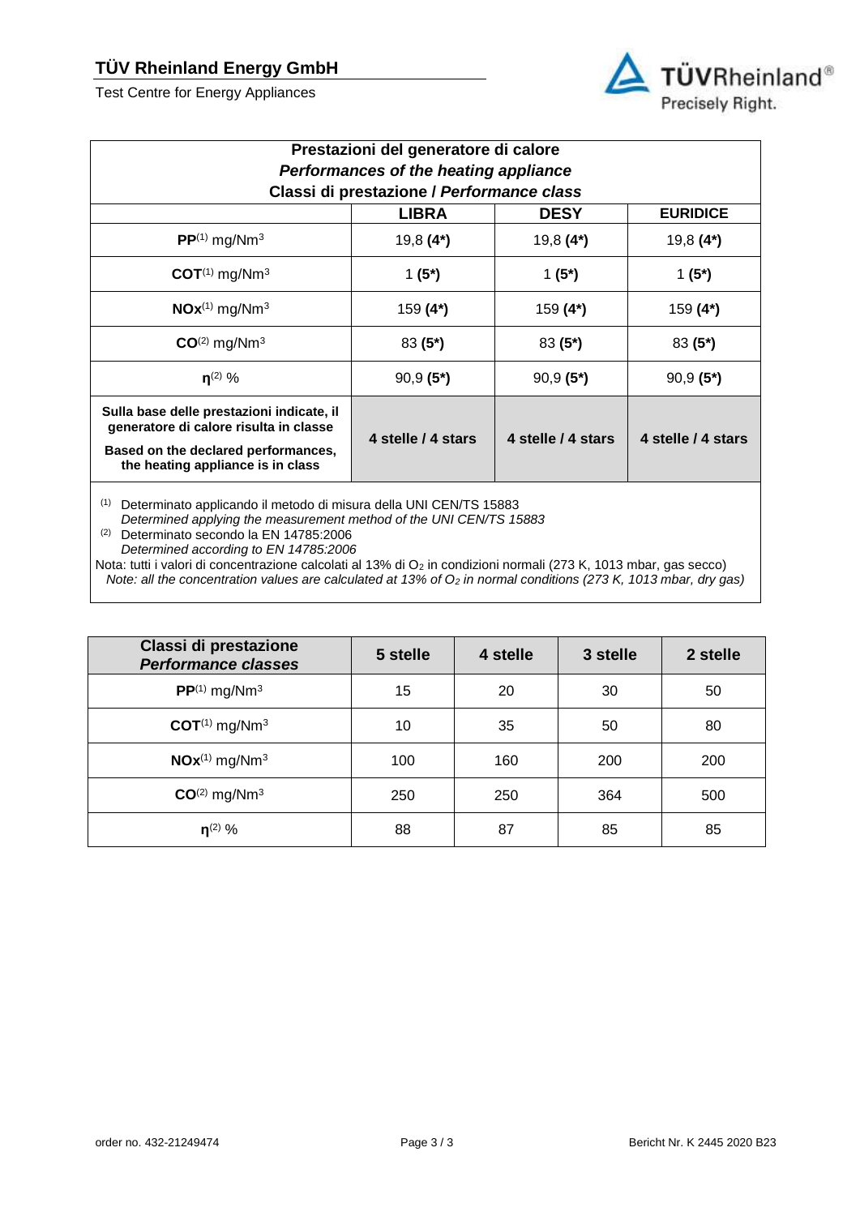| Prestazioni del generatore di calore<br>*Performances of the heating appliance*<br>Classi di prestazione / *Performance class* | | | |
|---|---|---|---|
| | **LIBRA** | **DESY** | **EURIDICE** |
| **PP**(1) mg/Nm³ | 19,8 **(4*)** | 19,8 **(4*)** | 19,8 **(4*)** |
| **COT**(1) mg/Nm³ | 1 **(5*)** | 1 **(5*)** | 1 **(5*)** |
| **NOx**(1) mg/Nm³ | 159 **(4*)** | 159 **(4*)** | 159 **(4*)** |
| **CO**(2) mg/Nm³ | 83 **(5*)** | 83 **(5*)** | 83 **(5*)** |
| **η**(2) % | 90,9 **(5*)** | 90,9 **(5*)** | 90,9 **(5*)** |
| **Sulla base delle prestazioni indicate, il generatore di calore risulta in classe**<br>**Based on the declared performances, the heating appliance is in class** | **4 stelle / 4 stars** | **4 stelle / 4 stars** | **4 stelle / 4 stars** |

(1) Determinato applicando il metodo di misura della UNI CEN/TS 15883
*Determined applying the measurement method of the UNI CEN/TS 15883*

(2) Determinato secondo la EN 14785:2006
*Determined according to EN 14785:2006*

Nota: tutti i valori di concentrazione calcolati al 13% di $O_2$ in condizioni normali (273 K, 1013 mbar, gas secco)
*Note: all the concentration values are calculated at 13% of $O_2$ in normal conditions (273 K, 1013 mbar, dry gas)*

| **Classi di prestazione**<br>***Performance classes*** | **5 stelle** | **4 stelle** | **3 stelle** | **2 stelle** |
|---|---|---|---|---|
| **PP**(1) mg/Nm³ | 15 | 20 | 30 | 50 |
| **COT**(1) mg/Nm³ | 10 | 35 | 50 | 80 |
| **NOx**(1) mg/Nm³ | 100 | 160 | 200 | 200 |
| **CO**(2) mg/Nm³ | 250 | 250 | 364 | 500 |
| **η**(2) % | 88 | 87 | 85 | 85 |